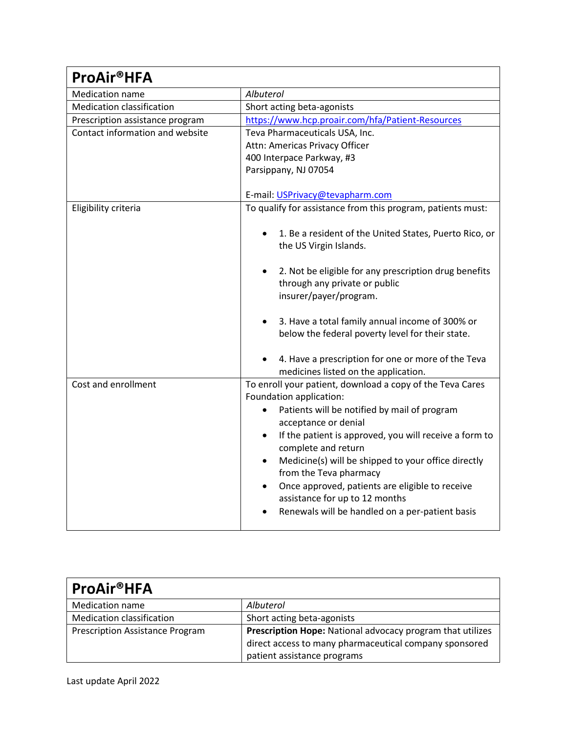| ProAir®HFA | |
|---|---|
| Medication name | *Albuterol* |
| Medication classification | Short acting beta-agonists |
| Prescription assistance program | [https://www.hcp.proair.com/hfa/Patient-Resources](https://www.hcp.proair.com/hfa/Patient-Resources) |
| Contact information and website | Teva Pharmaceuticals USA, Inc.<br>Attn: Americas Privacy Officer<br>400 Interpace Parkway, #3<br>Parsippany, NJ 07054<br><br>E-mail: [USPrivacy@tevapharm.com](mailto:USPrivacy@tevapharm.com) |
| Eligibility criteria | To qualify for assistance from this program, patients must:<br><br>• 1. Be a resident of the United States, Puerto Rico, or the US Virgin Islands.<br><br>• 2. Not be eligible for any prescription drug benefits through any private or public insurer/payer/program.<br><br>• 3. Have a total family annual income of 300% or below the federal poverty level for their state.<br><br>• 4. Have a prescription for one or more of the Teva medicines listed on the application. |
| Cost and enrollment | To enroll your patient, download a copy of the Teva Cares Foundation application:<br>• Patients will be notified by mail of program acceptance or denial<br>• If the patient is approved, you will receive a form to complete and return<br>• Medicine(s) will be shipped to your office directly from the Teva pharmacy<br>• Once approved, patients are eligible to receive assistance for up to 12 months<br>• Renewals will be handled on a per-patient basis |

| ProAir®HFA | |
|---|---|
| Medication name | *Albuterol* |
| Medication classification | Short acting beta-agonists |
| Prescription Assistance Program | **Prescription Hope:** National advocacy program that utilizes direct access to many pharmaceutical company sponsored patient assistance programs |

Last update April 2022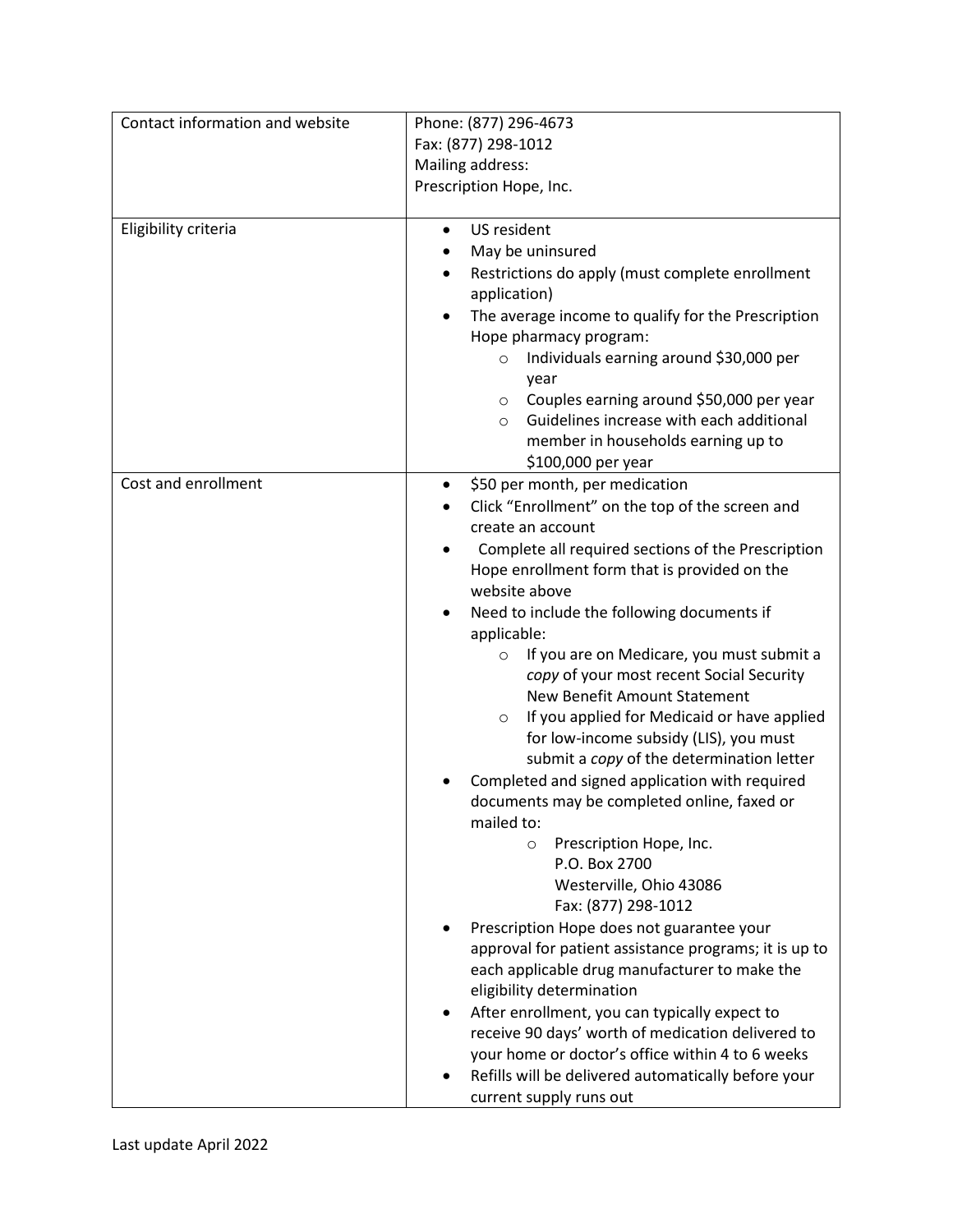| Contact information and website | Phone: (877) 296-4673<br>Fax: (877) 298-1012<br>Mailing address:<br>Prescription Hope, Inc. |
|---|---|
| Eligibility criteria | • US resident<br>• May be uninsured<br>• Restrictions do apply (must complete enrollment application)<br>• The average income to qualify for the Prescription Hope pharmacy program:<br>&nbsp;&nbsp;&nbsp;&nbsp;○ Individuals earning around $30,000 per year<br>&nbsp;&nbsp;&nbsp;&nbsp;○ Couples earning around $50,000 per year<br>&nbsp;&nbsp;&nbsp;&nbsp;○ Guidelines increase with each additional member in households earning up to $100,000 per year |
| Cost and enrollment | • $50 per month, per medication<br>• Click "Enrollment" on the top of the screen and create an account<br>• Complete all required sections of the Prescription Hope enrollment form that is provided on the website above<br>• Need to include the following documents if applicable:<br>&nbsp;&nbsp;&nbsp;&nbsp;○ If you are on Medicare, you must submit a *copy* of your most recent Social Security New Benefit Amount Statement<br>&nbsp;&nbsp;&nbsp;&nbsp;○ If you applied for Medicaid or have applied for low-income subsidy (LIS), you must submit a *copy* of the determination letter<br>• Completed and signed application with required documents may be completed online, faxed or mailed to:<br>&nbsp;&nbsp;&nbsp;&nbsp;○ Prescription Hope, Inc.<br>&nbsp;&nbsp;&nbsp;&nbsp;&nbsp;&nbsp;&nbsp;P.O. Box 2700<br>&nbsp;&nbsp;&nbsp;&nbsp;&nbsp;&nbsp;&nbsp;Westerville, Ohio 43086<br>&nbsp;&nbsp;&nbsp;&nbsp;&nbsp;&nbsp;&nbsp;Fax: (877) 298-1012<br>• Prescription Hope does not guarantee your approval for patient assistance programs; it is up to each applicable drug manufacturer to make the eligibility determination<br>• After enrollment, you can typically expect to receive 90 days' worth of medication delivered to your home or doctor's office within 4 to 6 weeks<br>• Refills will be delivered automatically before your current supply runs out |

Last update April 2022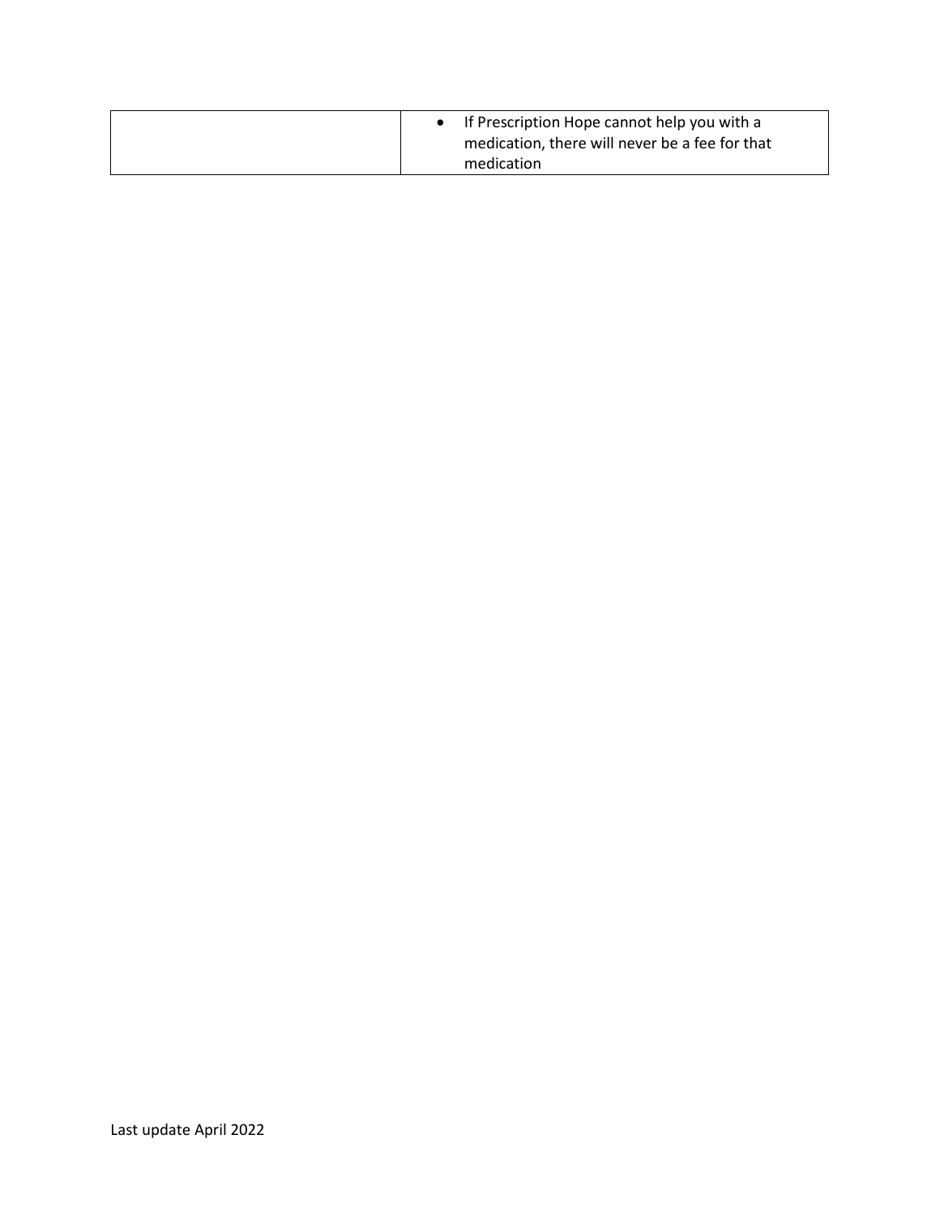| | |
|---|---|
| | • If Prescription Hope cannot help you with a medication, there will never be a fee for that medication |

Last update April 2022